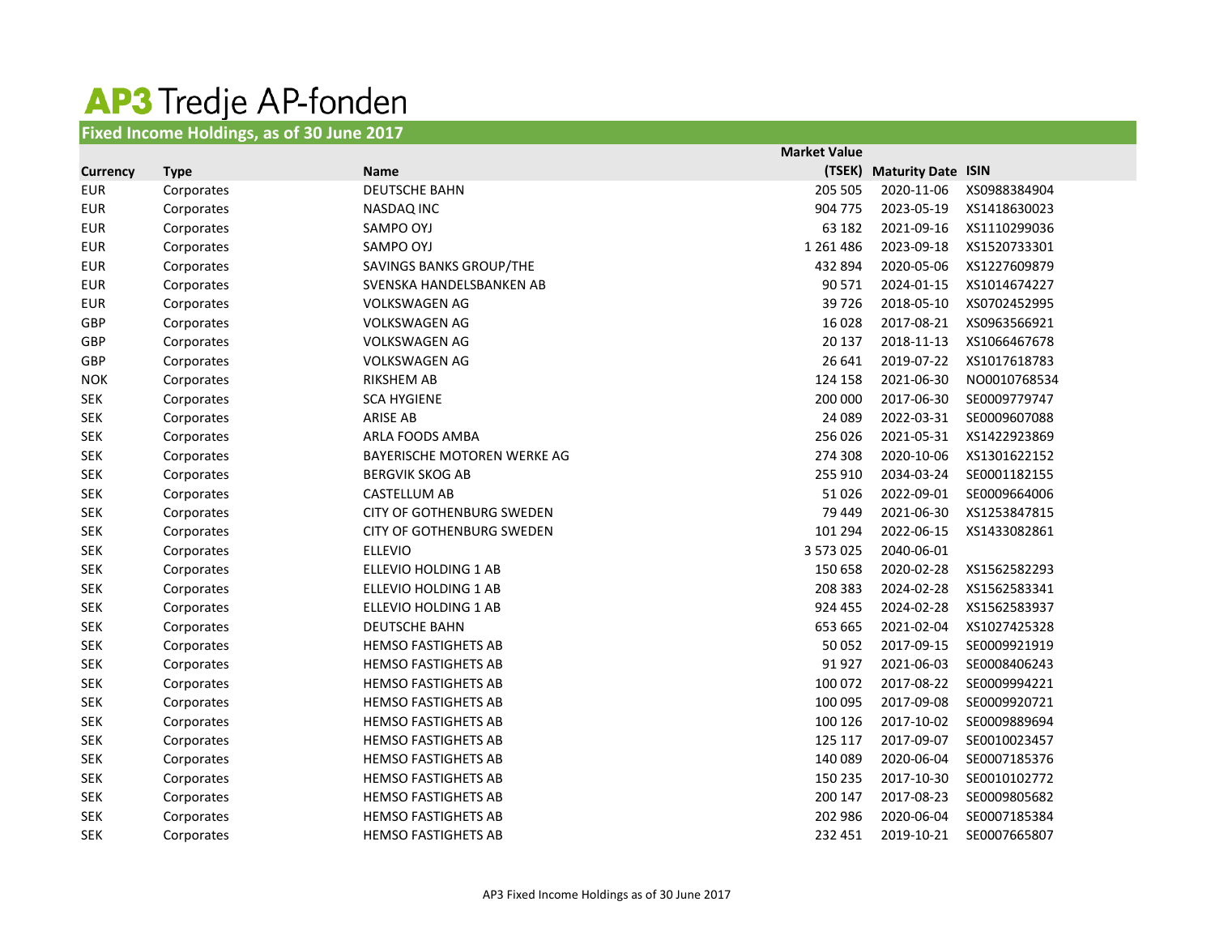# AP3 Tredje AP-fonden

## Fixed Income Holdings, as of 30 June 2017

| Currency | Type | Name | Market Value (TSEK) | Maturity Date | ISIN |
|---|---|---|---|---|---|
| EUR | Corporates | DEUTSCHE BAHN | 205 505 | 2020-11-06 | XS0988384904 |
| EUR | Corporates | NASDAQ INC | 904 775 | 2023-05-19 | XS1418630023 |
| EUR | Corporates | SAMPO OYJ | 63 182 | 2021-09-16 | XS1110299036 |
| EUR | Corporates | SAMPO OYJ | 1 261 486 | 2023-09-18 | XS1520733301 |
| EUR | Corporates | SAVINGS BANKS GROUP/THE | 432 894 | 2020-05-06 | XS1227609879 |
| EUR | Corporates | SVENSKA HANDELSBANKEN AB | 90 571 | 2024-01-15 | XS1014674227 |
| EUR | Corporates | VOLKSWAGEN AG | 39 726 | 2018-05-10 | XS0702452995 |
| GBP | Corporates | VOLKSWAGEN AG | 16 028 | 2017-08-21 | XS0963566921 |
| GBP | Corporates | VOLKSWAGEN AG | 20 137 | 2018-11-13 | XS1066467678 |
| GBP | Corporates | VOLKSWAGEN AG | 26 641 | 2019-07-22 | XS1017618783 |
| NOK | Corporates | RIKSHEM AB | 124 158 | 2021-06-30 | NO0010768534 |
| SEK | Corporates | SCA HYGIENE | 200 000 | 2017-06-30 | SE0009779747 |
| SEK | Corporates | ARISE AB | 24 089 | 2022-03-31 | SE0009607088 |
| SEK | Corporates | ARLA FOODS AMBA | 256 026 | 2021-05-31 | XS1422923869 |
| SEK | Corporates | BAYERISCHE MOTOREN WERKE AG | 274 308 | 2020-10-06 | XS1301622152 |
| SEK | Corporates | BERGVIK SKOG AB | 255 910 | 2034-03-24 | SE0001182155 |
| SEK | Corporates | CASTELLUM AB | 51 026 | 2022-09-01 | SE0009664006 |
| SEK | Corporates | CITY OF GOTHENBURG SWEDEN | 79 449 | 2021-06-30 | XS1253847815 |
| SEK | Corporates | CITY OF GOTHENBURG SWEDEN | 101 294 | 2022-06-15 | XS1433082861 |
| SEK | Corporates | ELLEVIO | 3 573 025 | 2040-06-01 | |
| SEK | Corporates | ELLEVIO HOLDING 1 AB | 150 658 | 2020-02-28 | XS1562582293 |
| SEK | Corporates | ELLEVIO HOLDING 1 AB | 208 383 | 2024-02-28 | XS1562583341 |
| SEK | Corporates | ELLEVIO HOLDING 1 AB | 924 455 | 2024-02-28 | XS1562583937 |
| SEK | Corporates | DEUTSCHE BAHN | 653 665 | 2021-02-04 | XS1027425328 |
| SEK | Corporates | HEMSO FASTIGHETS AB | 50 052 | 2017-09-15 | SE0009921919 |
| SEK | Corporates | HEMSO FASTIGHETS AB | 91 927 | 2021-06-03 | SE0008406243 |
| SEK | Corporates | HEMSO FASTIGHETS AB | 100 072 | 2017-08-22 | SE0009994221 |
| SEK | Corporates | HEMSO FASTIGHETS AB | 100 095 | 2017-09-08 | SE0009920721 |
| SEK | Corporates | HEMSO FASTIGHETS AB | 100 126 | 2017-10-02 | SE0009889694 |
| SEK | Corporates | HEMSO FASTIGHETS AB | 125 117 | 2017-09-07 | SE0010023457 |
| SEK | Corporates | HEMSO FASTIGHETS AB | 140 089 | 2020-06-04 | SE0007185376 |
| SEK | Corporates | HEMSO FASTIGHETS AB | 150 235 | 2017-10-30 | SE0010102772 |
| SEK | Corporates | HEMSO FASTIGHETS AB | 200 147 | 2017-08-23 | SE0009805682 |
| SEK | Corporates | HEMSO FASTIGHETS AB | 202 986 | 2020-06-04 | SE0007185384 |
| SEK | Corporates | HEMSO FASTIGHETS AB | 232 451 | 2019-10-21 | SE0007665807 |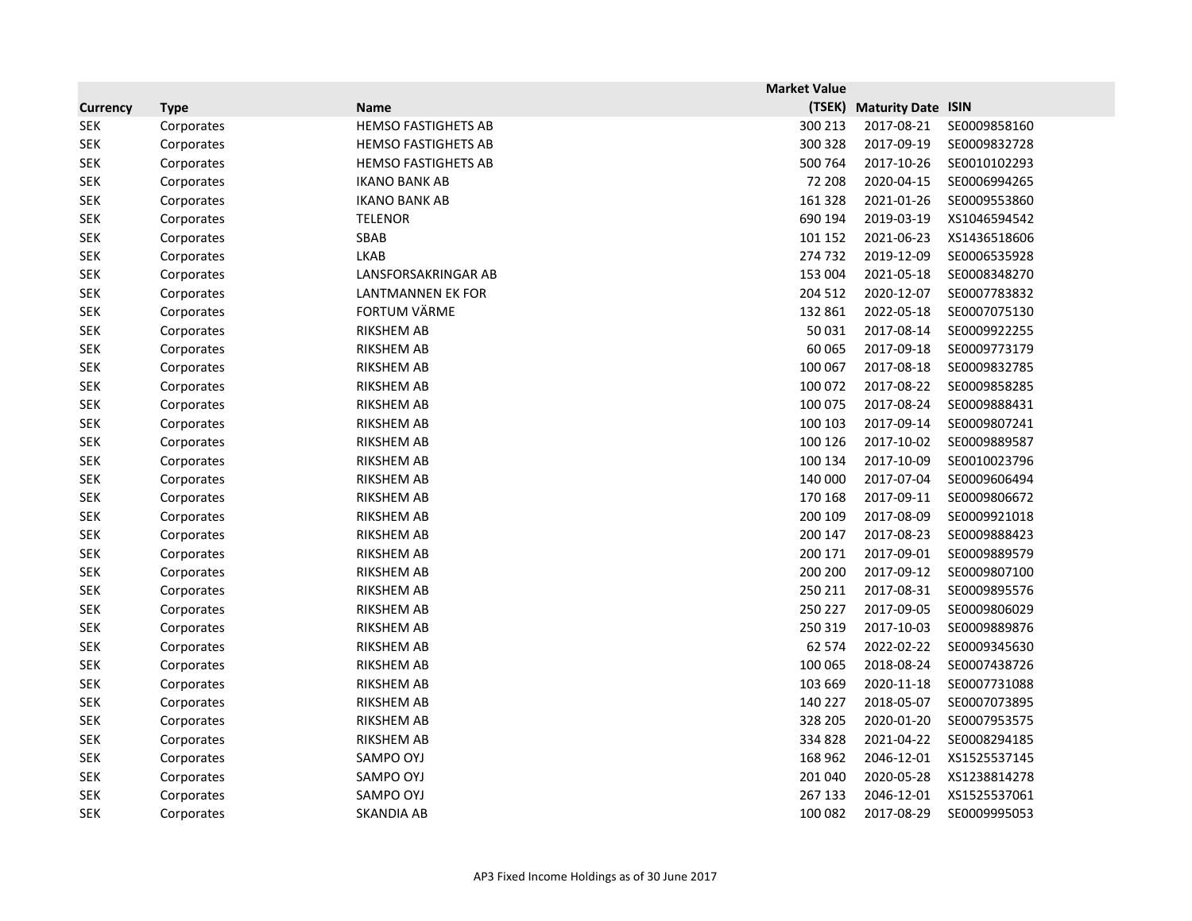| Currency | Type | Name | Market Value (TSEK) | Maturity Date | ISIN |
|---|---|---|---|---|---|
| SEK | Corporates | HEMSO FASTIGHETS AB | 300 213 | 2017-08-21 | SE0009858160 |
| SEK | Corporates | HEMSO FASTIGHETS AB | 300 328 | 2017-09-19 | SE0009832728 |
| SEK | Corporates | HEMSO FASTIGHETS AB | 500 764 | 2017-10-26 | SE0010102293 |
| SEK | Corporates | IKANO BANK AB | 72 208 | 2020-04-15 | SE0006994265 |
| SEK | Corporates | IKANO BANK AB | 161 328 | 2021-01-26 | SE0009553860 |
| SEK | Corporates | TELENOR | 690 194 | 2019-03-19 | XS1046594542 |
| SEK | Corporates | SBAB | 101 152 | 2021-06-23 | XS1436518606 |
| SEK | Corporates | LKAB | 274 732 | 2019-12-09 | SE0006535928 |
| SEK | Corporates | LANSFORSAKRINGAR AB | 153 004 | 2021-05-18 | SE0008348270 |
| SEK | Corporates | LANTMANNEN EK FOR | 204 512 | 2020-12-07 | SE0007783832 |
| SEK | Corporates | FORTUM VÄRME | 132 861 | 2022-05-18 | SE0007075130 |
| SEK | Corporates | RIKSHEM AB | 50 031 | 2017-08-14 | SE0009922255 |
| SEK | Corporates | RIKSHEM AB | 60 065 | 2017-09-18 | SE0009773179 |
| SEK | Corporates | RIKSHEM AB | 100 067 | 2017-08-18 | SE0009832785 |
| SEK | Corporates | RIKSHEM AB | 100 072 | 2017-08-22 | SE0009858285 |
| SEK | Corporates | RIKSHEM AB | 100 075 | 2017-08-24 | SE0009888431 |
| SEK | Corporates | RIKSHEM AB | 100 103 | 2017-09-14 | SE0009807241 |
| SEK | Corporates | RIKSHEM AB | 100 126 | 2017-10-02 | SE0009889587 |
| SEK | Corporates | RIKSHEM AB | 100 134 | 2017-10-09 | SE0010023796 |
| SEK | Corporates | RIKSHEM AB | 140 000 | 2017-07-04 | SE0009606494 |
| SEK | Corporates | RIKSHEM AB | 170 168 | 2017-09-11 | SE0009806672 |
| SEK | Corporates | RIKSHEM AB | 200 109 | 2017-08-09 | SE0009921018 |
| SEK | Corporates | RIKSHEM AB | 200 147 | 2017-08-23 | SE0009888423 |
| SEK | Corporates | RIKSHEM AB | 200 171 | 2017-09-01 | SE0009889579 |
| SEK | Corporates | RIKSHEM AB | 200 200 | 2017-09-12 | SE0009807100 |
| SEK | Corporates | RIKSHEM AB | 250 211 | 2017-08-31 | SE0009895576 |
| SEK | Corporates | RIKSHEM AB | 250 227 | 2017-09-05 | SE0009806029 |
| SEK | Corporates | RIKSHEM AB | 250 319 | 2017-10-03 | SE0009889876 |
| SEK | Corporates | RIKSHEM AB | 62 574 | 2022-02-22 | SE0009345630 |
| SEK | Corporates | RIKSHEM AB | 100 065 | 2018-08-24 | SE0007438726 |
| SEK | Corporates | RIKSHEM AB | 103 669 | 2020-11-18 | SE0007731088 |
| SEK | Corporates | RIKSHEM AB | 140 227 | 2018-05-07 | SE0007073895 |
| SEK | Corporates | RIKSHEM AB | 328 205 | 2020-01-20 | SE0007953575 |
| SEK | Corporates | RIKSHEM AB | 334 828 | 2021-04-22 | SE0008294185 |
| SEK | Corporates | SAMPO OYJ | 168 962 | 2046-12-01 | XS1525537145 |
| SEK | Corporates | SAMPO OYJ | 201 040 | 2020-05-28 | XS1238814278 |
| SEK | Corporates | SAMPO OYJ | 267 133 | 2046-12-01 | XS1525537061 |
| SEK | Corporates | SKANDIA AB | 100 082 | 2017-08-29 | SE0009995053 |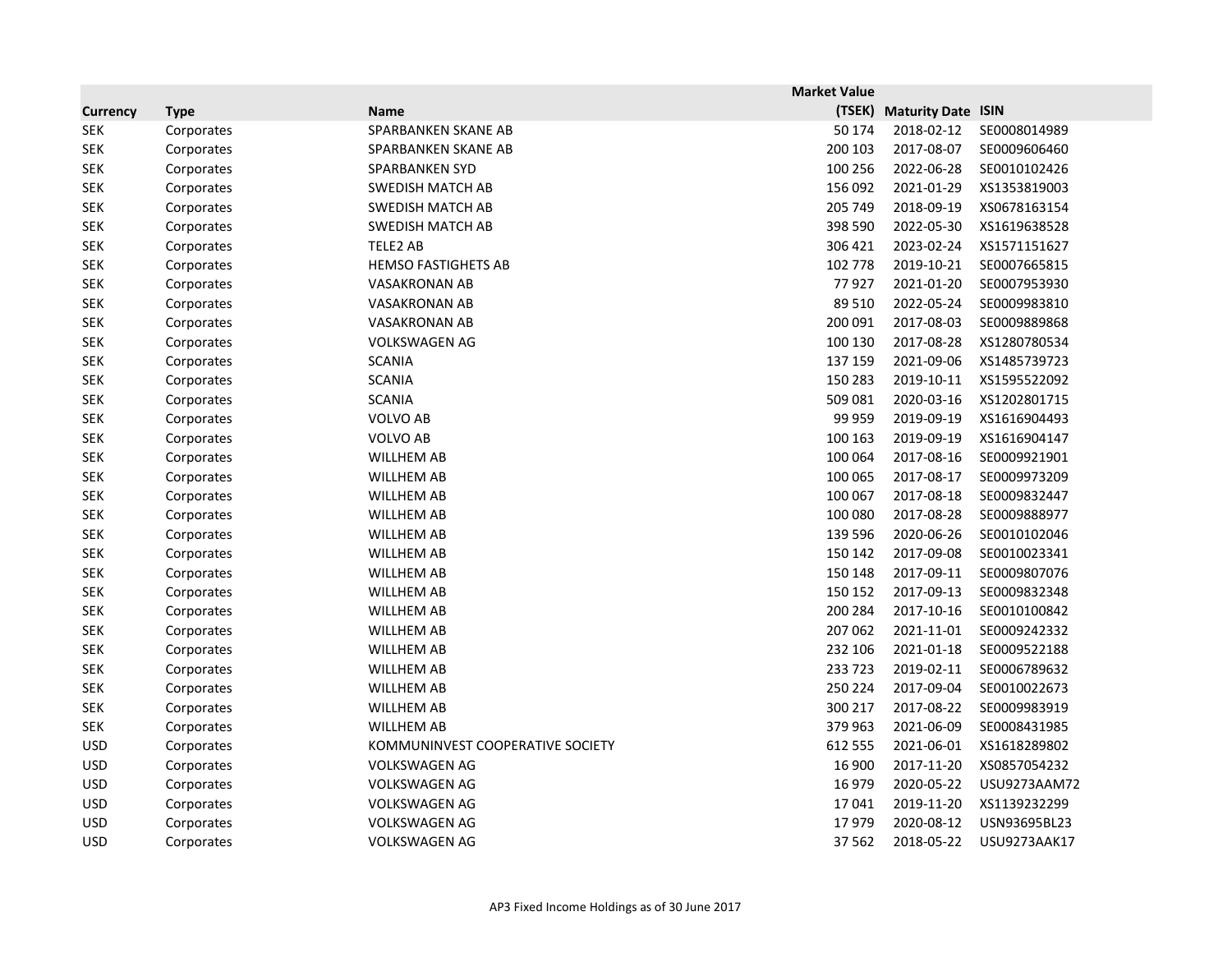| Currency | Type | Name | Market Value (TSEK) | Maturity Date | ISIN |
|---|---|---|---|---|---|
| SEK | Corporates | SPARBANKEN SKANE AB | 50 174 | 2018-02-12 | SE0008014989 |
| SEK | Corporates | SPARBANKEN SKANE AB | 200 103 | 2017-08-07 | SE0009606460 |
| SEK | Corporates | SPARBANKEN SYD | 100 256 | 2022-06-28 | SE0010102426 |
| SEK | Corporates | SWEDISH MATCH AB | 156 092 | 2021-01-29 | XS1353819003 |
| SEK | Corporates | SWEDISH MATCH AB | 205 749 | 2018-09-19 | XS0678163154 |
| SEK | Corporates | SWEDISH MATCH AB | 398 590 | 2022-05-30 | XS1619638528 |
| SEK | Corporates | TELE2 AB | 306 421 | 2023-02-24 | XS1571151627 |
| SEK | Corporates | HEMSO FASTIGHETS AB | 102 778 | 2019-10-21 | SE0007665815 |
| SEK | Corporates | VASAKRONAN AB | 77 927 | 2021-01-20 | SE0007953930 |
| SEK | Corporates | VASAKRONAN AB | 89 510 | 2022-05-24 | SE0009983810 |
| SEK | Corporates | VASAKRONAN AB | 200 091 | 2017-08-03 | SE0009889868 |
| SEK | Corporates | VOLKSWAGEN AG | 100 130 | 2017-08-28 | XS1280780534 |
| SEK | Corporates | SCANIA | 137 159 | 2021-09-06 | XS1485739723 |
| SEK | Corporates | SCANIA | 150 283 | 2019-10-11 | XS1595522092 |
| SEK | Corporates | SCANIA | 509 081 | 2020-03-16 | XS1202801715 |
| SEK | Corporates | VOLVO AB | 99 959 | 2019-09-19 | XS1616904493 |
| SEK | Corporates | VOLVO AB | 100 163 | 2019-09-19 | XS1616904147 |
| SEK | Corporates | WILLHEM AB | 100 064 | 2017-08-16 | SE0009921901 |
| SEK | Corporates | WILLHEM AB | 100 065 | 2017-08-17 | SE0009973209 |
| SEK | Corporates | WILLHEM AB | 100 067 | 2017-08-18 | SE0009832447 |
| SEK | Corporates | WILLHEM AB | 100 080 | 2017-08-28 | SE0009888977 |
| SEK | Corporates | WILLHEM AB | 139 596 | 2020-06-26 | SE0010102046 |
| SEK | Corporates | WILLHEM AB | 150 142 | 2017-09-08 | SE0010023341 |
| SEK | Corporates | WILLHEM AB | 150 148 | 2017-09-11 | SE0009807076 |
| SEK | Corporates | WILLHEM AB | 150 152 | 2017-09-13 | SE0009832348 |
| SEK | Corporates | WILLHEM AB | 200 284 | 2017-10-16 | SE0010100842 |
| SEK | Corporates | WILLHEM AB | 207 062 | 2021-11-01 | SE0009242332 |
| SEK | Corporates | WILLHEM AB | 232 106 | 2021-01-18 | SE0009522188 |
| SEK | Corporates | WILLHEM AB | 233 723 | 2019-02-11 | SE0006789632 |
| SEK | Corporates | WILLHEM AB | 250 224 | 2017-09-04 | SE0010022673 |
| SEK | Corporates | WILLHEM AB | 300 217 | 2017-08-22 | SE0009983919 |
| SEK | Corporates | WILLHEM AB | 379 963 | 2021-06-09 | SE0008431985 |
| USD | Corporates | KOMMUNINVEST COOPERATIVE SOCIETY | 612 555 | 2021-06-01 | XS1618289802 |
| USD | Corporates | VOLKSWAGEN AG | 16 900 | 2017-11-20 | XS0857054232 |
| USD | Corporates | VOLKSWAGEN AG | 16 979 | 2020-05-22 | USU9273AAM72 |
| USD | Corporates | VOLKSWAGEN AG | 17 041 | 2019-11-20 | XS1139232299 |
| USD | Corporates | VOLKSWAGEN AG | 17 979 | 2020-08-12 | USN93695BL23 |
| USD | Corporates | VOLKSWAGEN AG | 37 562 | 2018-05-22 | USU9273AAK17 |

AP3 Fixed Income Holdings as of 30 June 2017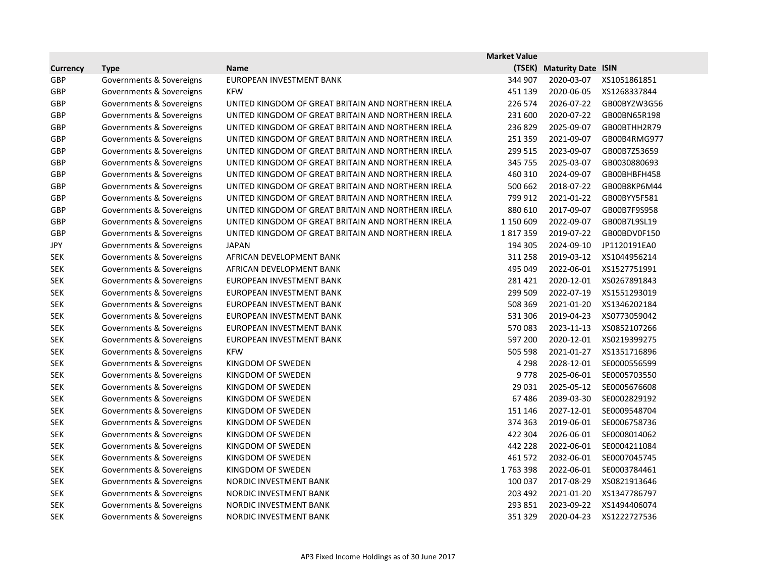| Currency | Type | Name | Market Value (TSEK) | Maturity Date | ISIN |
|---|---|---|---|---|---|
| GBP | Governments & Sovereigns | EUROPEAN INVESTMENT BANK | 344 907 | 2020-03-07 | XS1051861851 |
| GBP | Governments & Sovereigns | KFW | 451 139 | 2020-06-05 | XS1268337844 |
| GBP | Governments & Sovereigns | UNITED KINGDOM OF GREAT BRITAIN AND NORTHERN IRELA | 226 574 | 2026-07-22 | GB00BYZW3G56 |
| GBP | Governments & Sovereigns | UNITED KINGDOM OF GREAT BRITAIN AND NORTHERN IRELA | 231 600 | 2020-07-22 | GB00BN65R198 |
| GBP | Governments & Sovereigns | UNITED KINGDOM OF GREAT BRITAIN AND NORTHERN IRELA | 236 829 | 2025-09-07 | GB00BTHH2R79 |
| GBP | Governments & Sovereigns | UNITED KINGDOM OF GREAT BRITAIN AND NORTHERN IRELA | 251 359 | 2021-09-07 | GB00B4RMG977 |
| GBP | Governments & Sovereigns | UNITED KINGDOM OF GREAT BRITAIN AND NORTHERN IRELA | 299 515 | 2023-09-07 | GB00B7Z53659 |
| GBP | Governments & Sovereigns | UNITED KINGDOM OF GREAT BRITAIN AND NORTHERN IRELA | 345 755 | 2025-03-07 | GB0030880693 |
| GBP | Governments & Sovereigns | UNITED KINGDOM OF GREAT BRITAIN AND NORTHERN IRELA | 460 310 | 2024-09-07 | GB00BHBFH458 |
| GBP | Governments & Sovereigns | UNITED KINGDOM OF GREAT BRITAIN AND NORTHERN IRELA | 500 662 | 2018-07-22 | GB00B8KP6M44 |
| GBP | Governments & Sovereigns | UNITED KINGDOM OF GREAT BRITAIN AND NORTHERN IRELA | 799 912 | 2021-01-22 | GB00BYY5F581 |
| GBP | Governments & Sovereigns | UNITED KINGDOM OF GREAT BRITAIN AND NORTHERN IRELA | 880 610 | 2017-09-07 | GB00B7F9S958 |
| GBP | Governments & Sovereigns | UNITED KINGDOM OF GREAT BRITAIN AND NORTHERN IRELA | 1 150 609 | 2022-09-07 | GB00B7L9SL19 |
| GBP | Governments & Sovereigns | UNITED KINGDOM OF GREAT BRITAIN AND NORTHERN IRELA | 1 817 359 | 2019-07-22 | GB00BDV0F150 |
| JPY | Governments & Sovereigns | JAPAN | 194 305 | 2024-09-10 | JP1120191EA0 |
| SEK | Governments & Sovereigns | AFRICAN DEVELOPMENT BANK | 311 258 | 2019-03-12 | XS1044956214 |
| SEK | Governments & Sovereigns | AFRICAN DEVELOPMENT BANK | 495 049 | 2022-06-01 | XS1527751991 |
| SEK | Governments & Sovereigns | EUROPEAN INVESTMENT BANK | 281 421 | 2020-12-01 | XS0267891843 |
| SEK | Governments & Sovereigns | EUROPEAN INVESTMENT BANK | 299 509 | 2022-07-19 | XS1551293019 |
| SEK | Governments & Sovereigns | EUROPEAN INVESTMENT BANK | 508 369 | 2021-01-20 | XS1346202184 |
| SEK | Governments & Sovereigns | EUROPEAN INVESTMENT BANK | 531 306 | 2019-04-23 | XS0773059042 |
| SEK | Governments & Sovereigns | EUROPEAN INVESTMENT BANK | 570 083 | 2023-11-13 | XS0852107266 |
| SEK | Governments & Sovereigns | EUROPEAN INVESTMENT BANK | 597 200 | 2020-12-01 | XS0219399275 |
| SEK | Governments & Sovereigns | KFW | 505 598 | 2021-01-27 | XS1351716896 |
| SEK | Governments & Sovereigns | KINGDOM OF SWEDEN | 4 298 | 2028-12-01 | SE0000556599 |
| SEK | Governments & Sovereigns | KINGDOM OF SWEDEN | 9 778 | 2025-06-01 | SE0005703550 |
| SEK | Governments & Sovereigns | KINGDOM OF SWEDEN | 29 031 | 2025-05-12 | SE0005676608 |
| SEK | Governments & Sovereigns | KINGDOM OF SWEDEN | 67 486 | 2039-03-30 | SE0002829192 |
| SEK | Governments & Sovereigns | KINGDOM OF SWEDEN | 151 146 | 2027-12-01 | SE0009548704 |
| SEK | Governments & Sovereigns | KINGDOM OF SWEDEN | 374 363 | 2019-06-01 | SE0006758736 |
| SEK | Governments & Sovereigns | KINGDOM OF SWEDEN | 422 304 | 2026-06-01 | SE0008014062 |
| SEK | Governments & Sovereigns | KINGDOM OF SWEDEN | 442 228 | 2022-06-01 | SE0004211084 |
| SEK | Governments & Sovereigns | KINGDOM OF SWEDEN | 461 572 | 2032-06-01 | SE0007045745 |
| SEK | Governments & Sovereigns | KINGDOM OF SWEDEN | 1 763 398 | 2022-06-01 | SE0003784461 |
| SEK | Governments & Sovereigns | NORDIC INVESTMENT BANK | 100 037 | 2017-08-29 | XS0821913646 |
| SEK | Governments & Sovereigns | NORDIC INVESTMENT BANK | 203 492 | 2021-01-20 | XS1347786797 |
| SEK | Governments & Sovereigns | NORDIC INVESTMENT BANK | 293 851 | 2023-09-22 | XS1494406074 |
| SEK | Governments & Sovereigns | NORDIC INVESTMENT BANK | 351 329 | 2020-04-23 | XS1222727536 |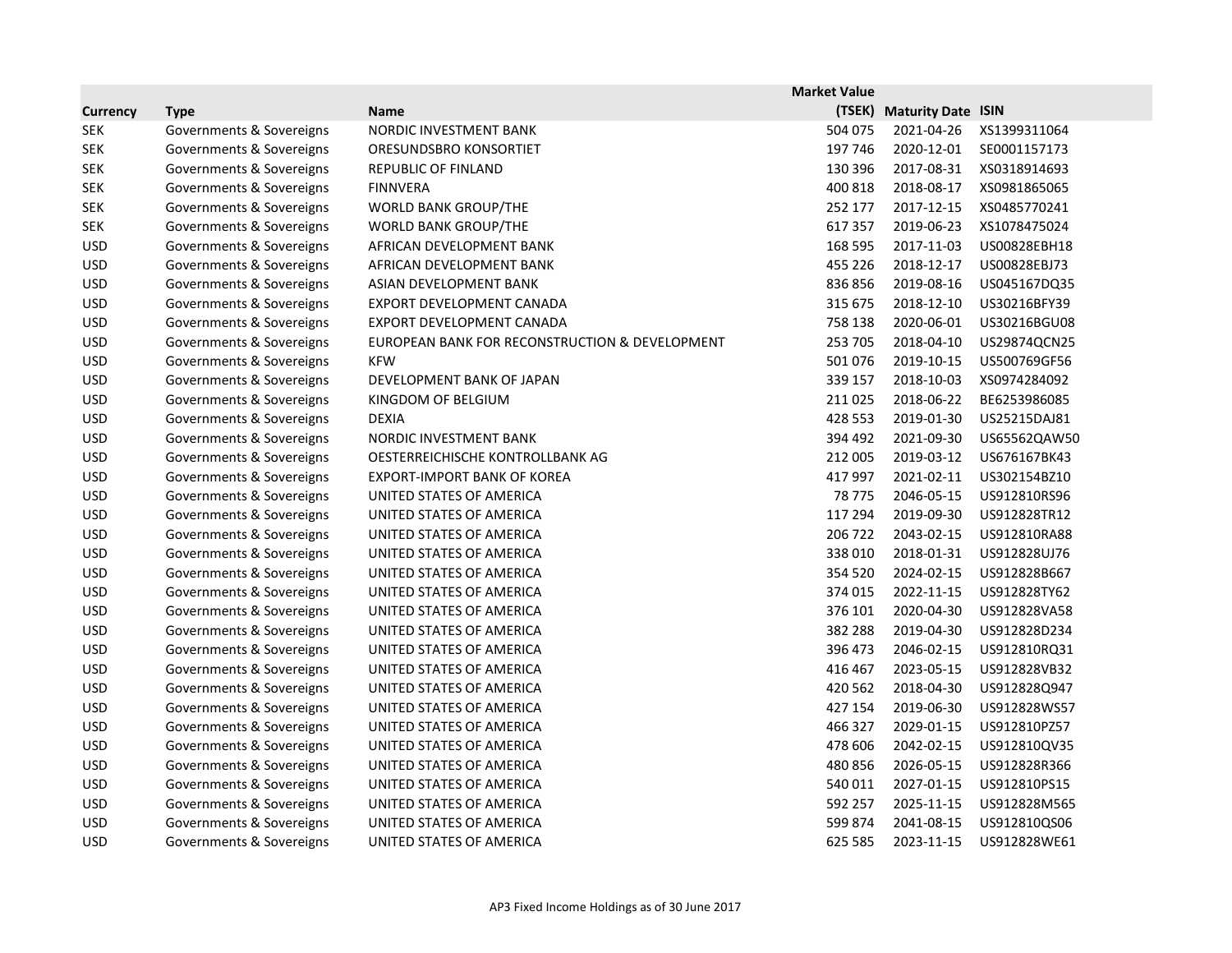| Currency | Type | Name | Market Value (TSEK) | Maturity Date | ISIN |
|---|---|---|---|---|---|
| SEK | Governments & Sovereigns | NORDIC INVESTMENT BANK | 504 075 | 2021-04-26 | XS1399311064 |
| SEK | Governments & Sovereigns | ORESUNDSBRO KONSORTIET | 197 746 | 2020-12-01 | SE0001157173 |
| SEK | Governments & Sovereigns | REPUBLIC OF FINLAND | 130 396 | 2017-08-31 | XS0318914693 |
| SEK | Governments & Sovereigns | FINNVERA | 400 818 | 2018-08-17 | XS0981865065 |
| SEK | Governments & Sovereigns | WORLD BANK GROUP/THE | 252 177 | 2017-12-15 | XS0485770241 |
| SEK | Governments & Sovereigns | WORLD BANK GROUP/THE | 617 357 | 2019-06-23 | XS1078475024 |
| USD | Governments & Sovereigns | AFRICAN DEVELOPMENT BANK | 168 595 | 2017-11-03 | US00828EBH18 |
| USD | Governments & Sovereigns | AFRICAN DEVELOPMENT BANK | 455 226 | 2018-12-17 | US00828EBJ73 |
| USD | Governments & Sovereigns | ASIAN DEVELOPMENT BANK | 836 856 | 2019-08-16 | US045167DQ35 |
| USD | Governments & Sovereigns | EXPORT DEVELOPMENT CANADA | 315 675 | 2018-12-10 | US30216BFY39 |
| USD | Governments & Sovereigns | EXPORT DEVELOPMENT CANADA | 758 138 | 2020-06-01 | US30216BGU08 |
| USD | Governments & Sovereigns | EUROPEAN BANK FOR RECONSTRUCTION & DEVELOPMENT | 253 705 | 2018-04-10 | US29874QCN25 |
| USD | Governments & Sovereigns | KFW | 501 076 | 2019-10-15 | US500769GF56 |
| USD | Governments & Sovereigns | DEVELOPMENT BANK OF JAPAN | 339 157 | 2018-10-03 | XS0974284092 |
| USD | Governments & Sovereigns | KINGDOM OF BELGIUM | 211 025 | 2018-06-22 | BE6253986085 |
| USD | Governments & Sovereigns | DEXIA | 428 553 | 2019-01-30 | US25215DAJ81 |
| USD | Governments & Sovereigns | NORDIC INVESTMENT BANK | 394 492 | 2021-09-30 | US65562QAW50 |
| USD | Governments & Sovereigns | OESTERREICHISCHE KONTROLLBANK AG | 212 005 | 2019-03-12 | US676167BK43 |
| USD | Governments & Sovereigns | EXPORT-IMPORT BANK OF KOREA | 417 997 | 2021-02-11 | US302154BZ10 |
| USD | Governments & Sovereigns | UNITED STATES OF AMERICA | 78 775 | 2046-05-15 | US912810RS96 |
| USD | Governments & Sovereigns | UNITED STATES OF AMERICA | 117 294 | 2019-09-30 | US912828TR12 |
| USD | Governments & Sovereigns | UNITED STATES OF AMERICA | 206 722 | 2043-02-15 | US912810RA88 |
| USD | Governments & Sovereigns | UNITED STATES OF AMERICA | 338 010 | 2018-01-31 | US912828UJ76 |
| USD | Governments & Sovereigns | UNITED STATES OF AMERICA | 354 520 | 2024-02-15 | US912828B667 |
| USD | Governments & Sovereigns | UNITED STATES OF AMERICA | 374 015 | 2022-11-15 | US912828TY62 |
| USD | Governments & Sovereigns | UNITED STATES OF AMERICA | 376 101 | 2020-04-30 | US912828VA58 |
| USD | Governments & Sovereigns | UNITED STATES OF AMERICA | 382 288 | 2019-04-30 | US912828D234 |
| USD | Governments & Sovereigns | UNITED STATES OF AMERICA | 396 473 | 2046-02-15 | US912810RQ31 |
| USD | Governments & Sovereigns | UNITED STATES OF AMERICA | 416 467 | 2023-05-15 | US912828VB32 |
| USD | Governments & Sovereigns | UNITED STATES OF AMERICA | 420 562 | 2018-04-30 | US912828Q947 |
| USD | Governments & Sovereigns | UNITED STATES OF AMERICA | 427 154 | 2019-06-30 | US912828WS57 |
| USD | Governments & Sovereigns | UNITED STATES OF AMERICA | 466 327 | 2029-01-15 | US912810PZ57 |
| USD | Governments & Sovereigns | UNITED STATES OF AMERICA | 478 606 | 2042-02-15 | US912810QV35 |
| USD | Governments & Sovereigns | UNITED STATES OF AMERICA | 480 856 | 2026-05-15 | US912828R366 |
| USD | Governments & Sovereigns | UNITED STATES OF AMERICA | 540 011 | 2027-01-15 | US912810PS15 |
| USD | Governments & Sovereigns | UNITED STATES OF AMERICA | 592 257 | 2025-11-15 | US912828M565 |
| USD | Governments & Sovereigns | UNITED STATES OF AMERICA | 599 874 | 2041-08-15 | US912810QS06 |
| USD | Governments & Sovereigns | UNITED STATES OF AMERICA | 625 585 | 2023-11-15 | US912828WE61 |

AP3 Fixed Income Holdings as of 30 June 2017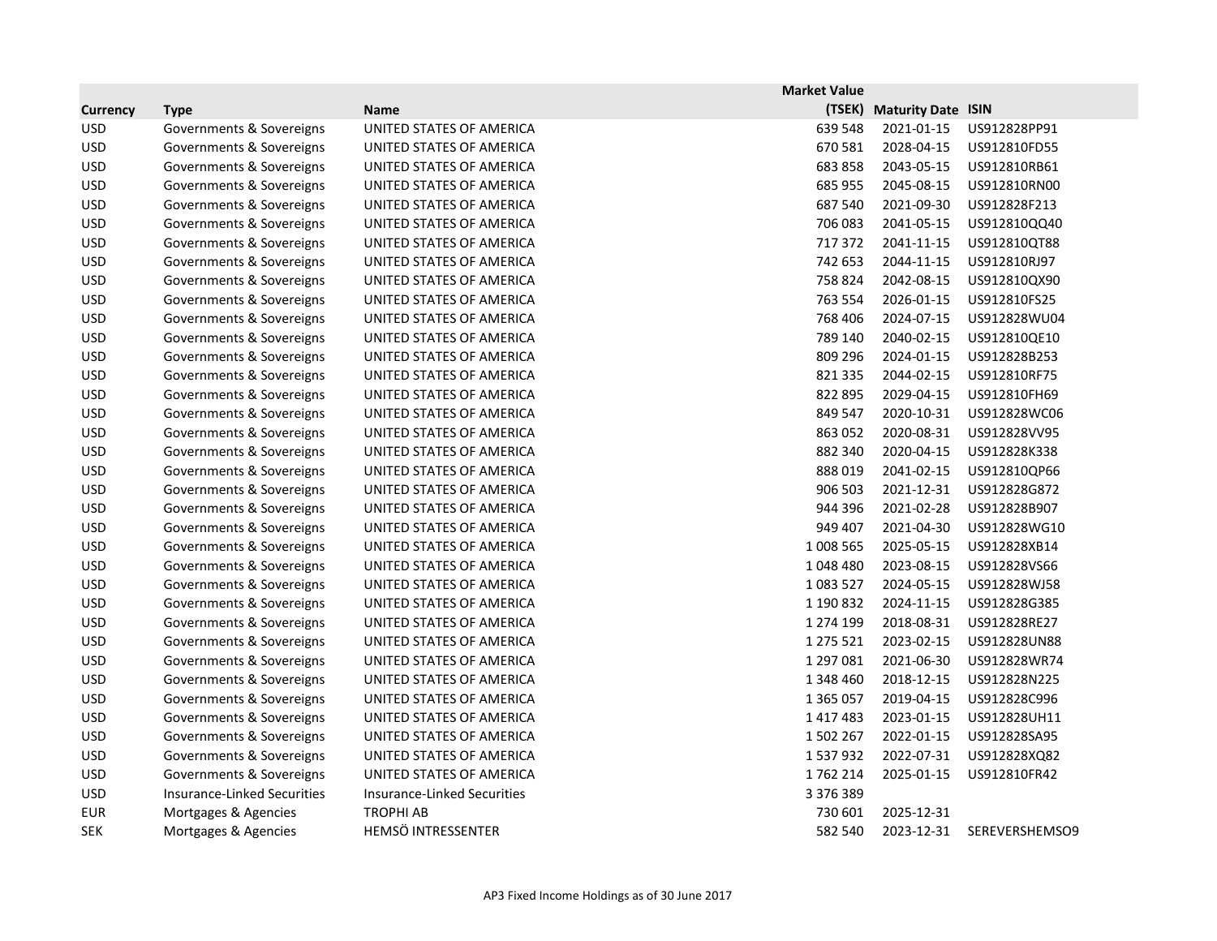| Currency | Type | Name | Market Value (TSEK) | Maturity Date | ISIN |
|---|---|---|---|---|---|
| USD | Governments & Sovereigns | UNITED STATES OF AMERICA | 639 548 | 2021-01-15 | US912828PP91 |
| USD | Governments & Sovereigns | UNITED STATES OF AMERICA | 670 581 | 2028-04-15 | US912810FD55 |
| USD | Governments & Sovereigns | UNITED STATES OF AMERICA | 683 858 | 2043-05-15 | US912810RB61 |
| USD | Governments & Sovereigns | UNITED STATES OF AMERICA | 685 955 | 2045-08-15 | US912810RN00 |
| USD | Governments & Sovereigns | UNITED STATES OF AMERICA | 687 540 | 2021-09-30 | US912828F213 |
| USD | Governments & Sovereigns | UNITED STATES OF AMERICA | 706 083 | 2041-05-15 | US912810QQ40 |
| USD | Governments & Sovereigns | UNITED STATES OF AMERICA | 717 372 | 2041-11-15 | US912810QT88 |
| USD | Governments & Sovereigns | UNITED STATES OF AMERICA | 742 653 | 2044-11-15 | US912810RJ97 |
| USD | Governments & Sovereigns | UNITED STATES OF AMERICA | 758 824 | 2042-08-15 | US912810QX90 |
| USD | Governments & Sovereigns | UNITED STATES OF AMERICA | 763 554 | 2026-01-15 | US912810FS25 |
| USD | Governments & Sovereigns | UNITED STATES OF AMERICA | 768 406 | 2024-07-15 | US912828WU04 |
| USD | Governments & Sovereigns | UNITED STATES OF AMERICA | 789 140 | 2040-02-15 | US912810QE10 |
| USD | Governments & Sovereigns | UNITED STATES OF AMERICA | 809 296 | 2024-01-15 | US912828B253 |
| USD | Governments & Sovereigns | UNITED STATES OF AMERICA | 821 335 | 2044-02-15 | US912810RF75 |
| USD | Governments & Sovereigns | UNITED STATES OF AMERICA | 822 895 | 2029-04-15 | US912810FH69 |
| USD | Governments & Sovereigns | UNITED STATES OF AMERICA | 849 547 | 2020-10-31 | US912828WC06 |
| USD | Governments & Sovereigns | UNITED STATES OF AMERICA | 863 052 | 2020-08-31 | US912828VV95 |
| USD | Governments & Sovereigns | UNITED STATES OF AMERICA | 882 340 | 2020-04-15 | US912828K338 |
| USD | Governments & Sovereigns | UNITED STATES OF AMERICA | 888 019 | 2041-02-15 | US912810QP66 |
| USD | Governments & Sovereigns | UNITED STATES OF AMERICA | 906 503 | 2021-12-31 | US912828G872 |
| USD | Governments & Sovereigns | UNITED STATES OF AMERICA | 944 396 | 2021-02-28 | US912828B907 |
| USD | Governments & Sovereigns | UNITED STATES OF AMERICA | 949 407 | 2021-04-30 | US912828WG10 |
| USD | Governments & Sovereigns | UNITED STATES OF AMERICA | 1 008 565 | 2025-05-15 | US912828XB14 |
| USD | Governments & Sovereigns | UNITED STATES OF AMERICA | 1 048 480 | 2023-08-15 | US912828VS66 |
| USD | Governments & Sovereigns | UNITED STATES OF AMERICA | 1 083 527 | 2024-05-15 | US912828WJ58 |
| USD | Governments & Sovereigns | UNITED STATES OF AMERICA | 1 190 832 | 2024-11-15 | US912828G385 |
| USD | Governments & Sovereigns | UNITED STATES OF AMERICA | 1 274 199 | 2018-08-31 | US912828RE27 |
| USD | Governments & Sovereigns | UNITED STATES OF AMERICA | 1 275 521 | 2023-02-15 | US912828UN88 |
| USD | Governments & Sovereigns | UNITED STATES OF AMERICA | 1 297 081 | 2021-06-30 | US912828WR74 |
| USD | Governments & Sovereigns | UNITED STATES OF AMERICA | 1 348 460 | 2018-12-15 | US912828N225 |
| USD | Governments & Sovereigns | UNITED STATES OF AMERICA | 1 365 057 | 2019-04-15 | US912828C996 |
| USD | Governments & Sovereigns | UNITED STATES OF AMERICA | 1 417 483 | 2023-01-15 | US912828UH11 |
| USD | Governments & Sovereigns | UNITED STATES OF AMERICA | 1 502 267 | 2022-01-15 | US912828SA95 |
| USD | Governments & Sovereigns | UNITED STATES OF AMERICA | 1 537 932 | 2022-07-31 | US912828XQ82 |
| USD | Governments & Sovereigns | UNITED STATES OF AMERICA | 1 762 214 | 2025-01-15 | US912810FR42 |
| USD | Insurance-Linked Securities | Insurance-Linked Securities | 3 376 389 | | |
| EUR | Mortgages & Agencies | TROPHI AB | 730 601 | 2025-12-31 | |
| SEK | Mortgages & Agencies | HEMSÖ INTRESSENTER | 582 540 | 2023-12-31 | SEREVERSHEMSO9 |

AP3 Fixed Income Holdings as of 30 June 2017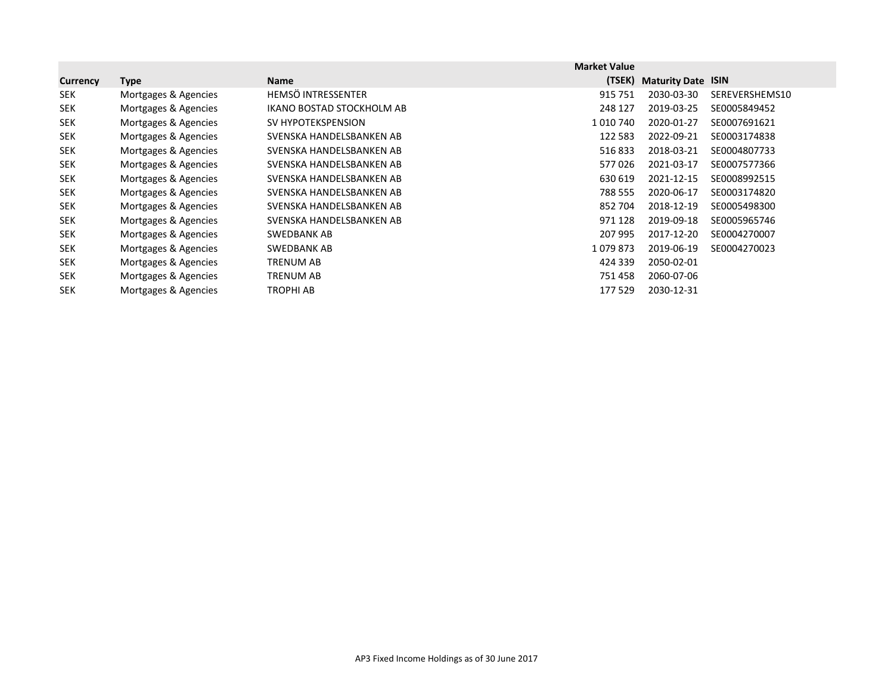| Currency | Type | Name | Market Value (TSEK) | Maturity Date | ISIN |
|---|---|---|---|---|---|
| SEK | Mortgages & Agencies | HEMSÖ INTRESSENTER | 915 751 | 2030-03-30 | SEREVERSHEMS10 |
| SEK | Mortgages & Agencies | IKANO BOSTAD STOCKHOLM AB | 248 127 | 2019-03-25 | SE0005849452 |
| SEK | Mortgages & Agencies | SV HYPOTEKSPENSION | 1 010 740 | 2020-01-27 | SE0007691621 |
| SEK | Mortgages & Agencies | SVENSKA HANDELSBANKEN AB | 122 583 | 2022-09-21 | SE0003174838 |
| SEK | Mortgages & Agencies | SVENSKA HANDELSBANKEN AB | 516 833 | 2018-03-21 | SE0004807733 |
| SEK | Mortgages & Agencies | SVENSKA HANDELSBANKEN AB | 577 026 | 2021-03-17 | SE0007577366 |
| SEK | Mortgages & Agencies | SVENSKA HANDELSBANKEN AB | 630 619 | 2021-12-15 | SE0008992515 |
| SEK | Mortgages & Agencies | SVENSKA HANDELSBANKEN AB | 788 555 | 2020-06-17 | SE0003174820 |
| SEK | Mortgages & Agencies | SVENSKA HANDELSBANKEN AB | 852 704 | 2018-12-19 | SE0005498300 |
| SEK | Mortgages & Agencies | SVENSKA HANDELSBANKEN AB | 971 128 | 2019-09-18 | SE0005965746 |
| SEK | Mortgages & Agencies | SWEDBANK AB | 207 995 | 2017-12-20 | SE0004270007 |
| SEK | Mortgages & Agencies | SWEDBANK AB | 1 079 873 | 2019-06-19 | SE0004270023 |
| SEK | Mortgages & Agencies | TRENUM AB | 424 339 | 2050-02-01 | |
| SEK | Mortgages & Agencies | TRENUM AB | 751 458 | 2060-07-06 | |
| SEK | Mortgages & Agencies | TROPHI AB | 177 529 | 2030-12-31 | |